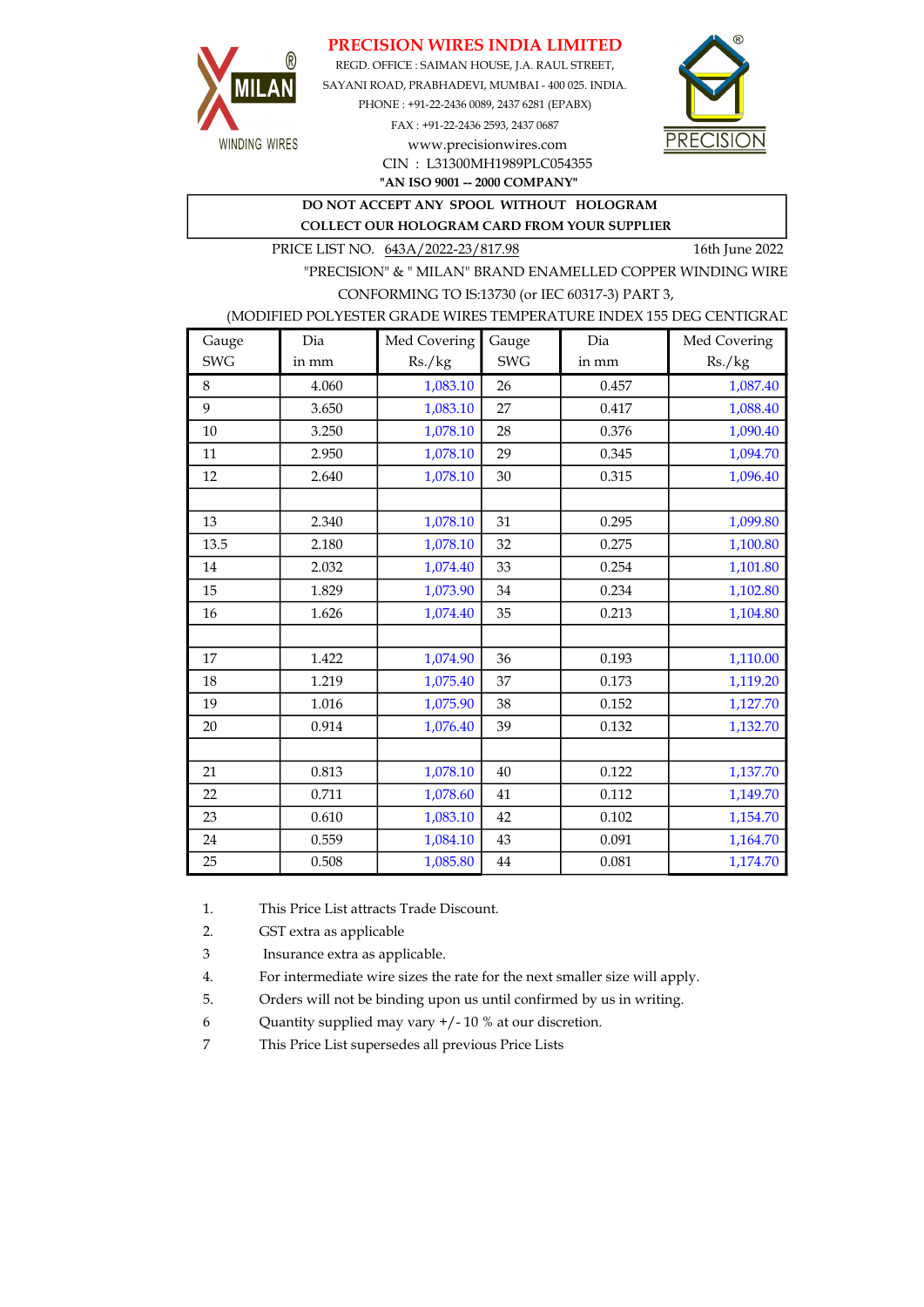# PRECISION WIRES INDIA LIMITED

MILAN® WINDING WIRES

REGD. OFFICE : SAIMAN HOUSE, J.A. RAUL STREET,
SAYANI ROAD, PRABHADEVI, MUMBAI - 400 025. INDIA.
PHONE : +91-22-2436 0089, 2437 6281 (EPABX)
FAX : +91-22-2436 2593, 2437 0687
www.precisionwires.com
CIN : L31300MH1989PLC054355
**"AN ISO 9001 -- 2000 COMPANY"**

PRECISION®

**DO NOT ACCEPT ANY SPOOL WITHOUT HOLOGRAM**
**COLLECT OUR HOLOGRAM CARD FROM YOUR SUPPLIER**

PRICE LIST NO. 643A/2022-23/817.98 16th June 2022

"PRECISION" & " MILAN" BRAND ENAMELLED COPPER WINDING WIRE
CONFORMING TO IS:13730 (or IEC 60317-3) PART 3,
(MODIFIED POLYESTER GRADE WIRES TEMPERATURE INDEX 155 DEG CENTIGRAD

| Gauge SWG | Dia in mm | Med Covering Rs./kg | Gauge SWG | Dia in mm | Med Covering Rs./kg |
|---|---|---|---|---|---|
| 8 | 4.060 | 1,083.10 | 26 | 0.457 | 1,087.40 |
| 9 | 3.650 | 1,083.10 | 27 | 0.417 | 1,088.40 |
| 10 | 3.250 | 1,078.10 | 28 | 0.376 | 1,090.40 |
| 11 | 2.950 | 1,078.10 | 29 | 0.345 | 1,094.70 |
| 12 | 2.640 | 1,078.10 | 30 | 0.315 | 1,096.40 |
| | | | | | |
| 13 | 2.340 | 1,078.10 | 31 | 0.295 | 1,099.80 |
| 13.5 | 2.180 | 1,078.10 | 32 | 0.275 | 1,100.80 |
| 14 | 2.032 | 1,074.40 | 33 | 0.254 | 1,101.80 |
| 15 | 1.829 | 1,073.90 | 34 | 0.234 | 1,102.80 |
| 16 | 1.626 | 1,074.40 | 35 | 0.213 | 1,104.80 |
| | | | | | |
| 17 | 1.422 | 1,074.90 | 36 | 0.193 | 1,110.00 |
| 18 | 1.219 | 1,075.40 | 37 | 0.173 | 1,119.20 |
| 19 | 1.016 | 1,075.90 | 38 | 0.152 | 1,127.70 |
| 20 | 0.914 | 1,076.40 | 39 | 0.132 | 1,132.70 |
| | | | | | |
| 21 | 0.813 | 1,078.10 | 40 | 0.122 | 1,137.70 |
| 22 | 0.711 | 1,078.60 | 41 | 0.112 | 1,149.70 |
| 23 | 0.610 | 1,083.10 | 42 | 0.102 | 1,154.70 |
| 24 | 0.559 | 1,084.10 | 43 | 0.091 | 1,164.70 |
| 25 | 0.508 | 1,085.80 | 44 | 0.081 | 1,174.70 |

1. This Price List attracts Trade Discount.
2. GST extra as applicable
3 Insurance extra as applicable.
4. For intermediate wire sizes the rate for the next smaller size will apply.
5. Orders will not be binding upon us until confirmed by us in writing.
6 Quantity supplied may vary +/- 10 % at our discretion.
7 This Price List supersedes all previous Price Lists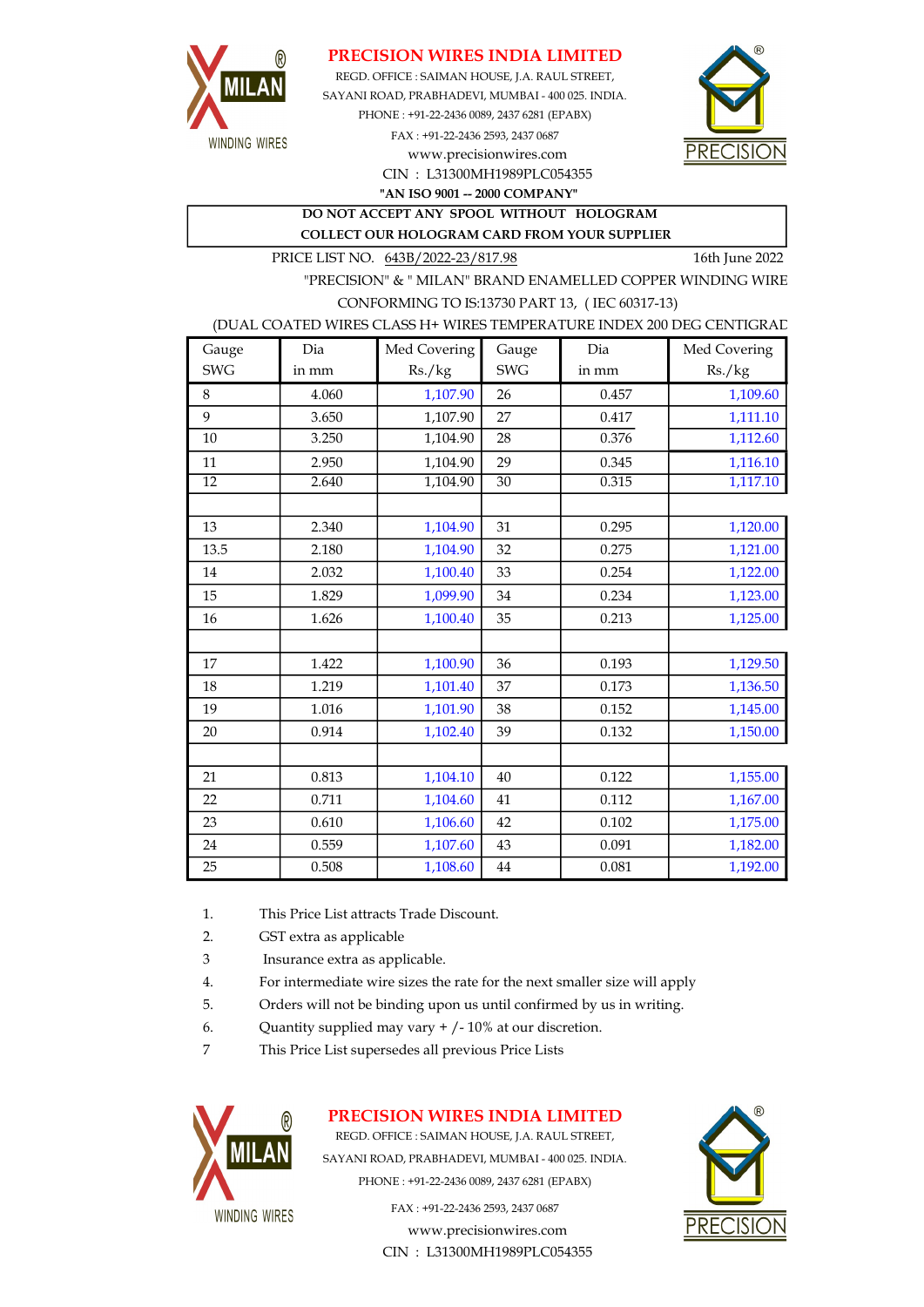# PRECISION WIRES INDIA LIMITED

REGD. OFFICE : SAIMAN HOUSE, J.A. RAUL STREET,
SAYANI ROAD, PRABHADEVI, MUMBAI - 400 025. INDIA.
PHONE : +91-22-2436 0089, 2437 6281 (EPABX)
FAX : +91-22-2436 2593, 2437 0687
www.precisionwires.com
CIN : L31300MH1989PLC054355

**"AN ISO 9001 -- 2000 COMPANY"**

**DO NOT ACCEPT ANY SPOOL WITHOUT HOLOGRAM**
**COLLECT OUR HOLOGRAM CARD FROM YOUR SUPPLIER**

PRICE LIST NO. 643B/2022-23/817.98 &nbsp;&nbsp;&nbsp;&nbsp; 16th June 2022

"PRECISION" & " MILAN" BRAND ENAMELLED COPPER WINDING WIRE
CONFORMING TO IS:13730 PART 13, ( IEC 60317-13)
(DUAL COATED WIRES CLASS H+ WIRES TEMPERATURE INDEX 200 DEG CENTIGRAD

| Gauge SWG | Dia in mm | Med Covering Rs./kg | Gauge SWG | Dia in mm | Med Covering Rs./kg |
|---|---|---|---|---|---|
| 8 | 4.060 | 1,107.90 | 26 | 0.457 | 1,109.60 |
| 9 | 3.650 | 1,107.90 | 27 | 0.417 | 1,111.10 |
| 10 | 3.250 | 1,104.90 | 28 | 0.376 | 1,112.60 |
| 11 | 2.950 | 1,104.90 | 29 | 0.345 | 1,116.10 |
| 12 | 2.640 | 1,104.90 | 30 | 0.315 | 1,117.10 |
| | | | | | |
| 13 | 2.340 | 1,104.90 | 31 | 0.295 | 1,120.00 |
| 13.5 | 2.180 | 1,104.90 | 32 | 0.275 | 1,121.00 |
| 14 | 2.032 | 1,100.40 | 33 | 0.254 | 1,122.00 |
| 15 | 1.829 | 1,099.90 | 34 | 0.234 | 1,123.00 |
| 16 | 1.626 | 1,100.40 | 35 | 0.213 | 1,125.00 |
| | | | | | |
| 17 | 1.422 | 1,100.90 | 36 | 0.193 | 1,129.50 |
| 18 | 1.219 | 1,101.40 | 37 | 0.173 | 1,136.50 |
| 19 | 1.016 | 1,101.90 | 38 | 0.152 | 1,145.00 |
| 20 | 0.914 | 1,102.40 | 39 | 0.132 | 1,150.00 |
| | | | | | |
| 21 | 0.813 | 1,104.10 | 40 | 0.122 | 1,155.00 |
| 22 | 0.711 | 1,104.60 | 41 | 0.112 | 1,167.00 |
| 23 | 0.610 | 1,106.60 | 42 | 0.102 | 1,175.00 |
| 24 | 0.559 | 1,107.60 | 43 | 0.091 | 1,182.00 |
| 25 | 0.508 | 1,108.60 | 44 | 0.081 | 1,192.00 |

1. This Price List attracts Trade Discount.
2. GST extra as applicable
3. Insurance extra as applicable.
4. For intermediate wire sizes the rate for the next smaller size will apply
5. Orders will not be binding upon us until confirmed by us in writing.
6. Quantity supplied may vary + /- 10% at our discretion.
7. This Price List supersedes all previous Price Lists

# PRECISION WIRES INDIA LIMITED

REGD. OFFICE : SAIMAN HOUSE, J.A. RAUL STREET,
SAYANI ROAD, PRABHADEVI, MUMBAI - 400 025. INDIA.
PHONE : +91-22-2436 0089, 2437 6281 (EPABX)
FAX : +91-22-2436 2593, 2437 0687
www.precisionwires.com
CIN : L31300MH1989PLC054355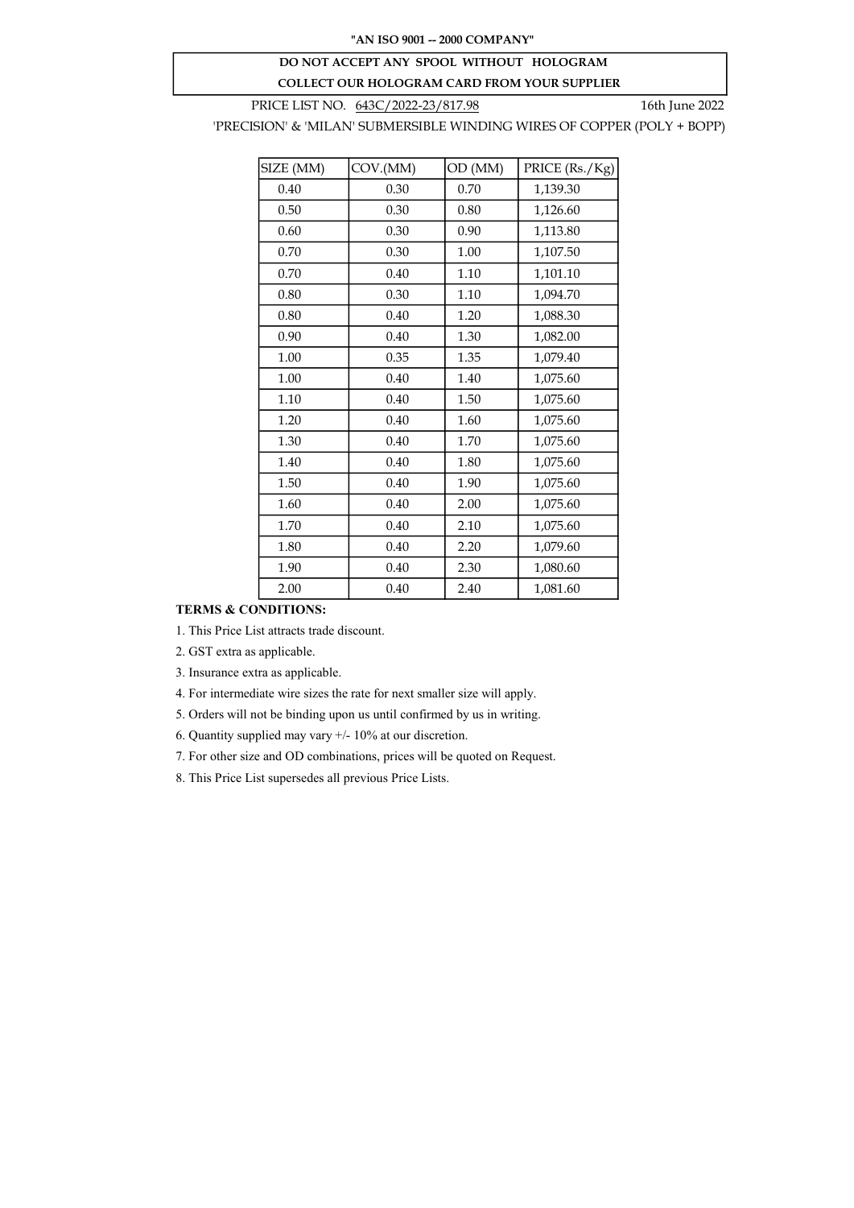**"AN ISO 9001 -- 2000 COMPANY"**

**DO NOT ACCEPT ANY SPOOL WITHOUT HOLOGRAM**

**COLLECT OUR HOLOGRAM CARD FROM YOUR SUPPLIER**

PRICE LIST NO. 643C/2022-23/817.98 16th June 2022

'PRECISION' & 'MILAN' SUBMERSIBLE WINDING WIRES OF COPPER (POLY + BOPP)

| SIZE (MM) | COV.(MM) | OD (MM) | PRICE (Rs./Kg) |
|---|---|---|---|
| 0.40 | 0.30 | 0.70 | 1,139.30 |
| 0.50 | 0.30 | 0.80 | 1,126.60 |
| 0.60 | 0.30 | 0.90 | 1,113.80 |
| 0.70 | 0.30 | 1.00 | 1,107.50 |
| 0.70 | 0.40 | 1.10 | 1,101.10 |
| 0.80 | 0.30 | 1.10 | 1,094.70 |
| 0.80 | 0.40 | 1.20 | 1,088.30 |
| 0.90 | 0.40 | 1.30 | 1,082.00 |
| 1.00 | 0.35 | 1.35 | 1,079.40 |
| 1.00 | 0.40 | 1.40 | 1,075.60 |
| 1.10 | 0.40 | 1.50 | 1,075.60 |
| 1.20 | 0.40 | 1.60 | 1,075.60 |
| 1.30 | 0.40 | 1.70 | 1,075.60 |
| 1.40 | 0.40 | 1.80 | 1,075.60 |
| 1.50 | 0.40 | 1.90 | 1,075.60 |
| 1.60 | 0.40 | 2.00 | 1,075.60 |
| 1.70 | 0.40 | 2.10 | 1,075.60 |
| 1.80 | 0.40 | 2.20 | 1,079.60 |
| 1.90 | 0.40 | 2.30 | 1,080.60 |
| 2.00 | 0.40 | 2.40 | 1,081.60 |

**TERMS & CONDITIONS:**

1. This Price List attracts trade discount.
2. GST extra as applicable.
3. Insurance extra as applicable.
4. For intermediate wire sizes the rate for next smaller size will apply.
5. Orders will not be binding upon us until confirmed by us in writing.
6. Quantity supplied may vary +/- 10% at our discretion.
7. For other size and OD combinations, prices will be quoted on Request.
8. This Price List supersedes all previous Price Lists.